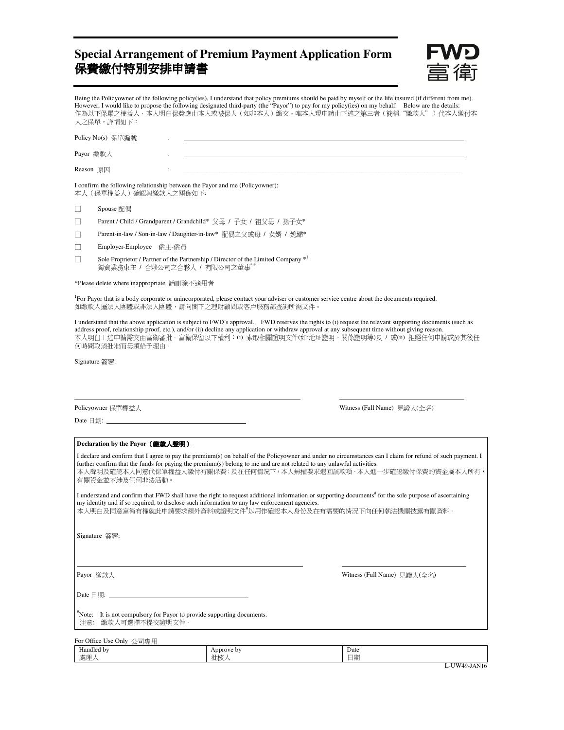# Special Arrangement of Premium Payment Application Form
# 保費繳付特別安排申請書

FWD 富衛

Being the Policyowner of the following policy(ies), I understand that policy premiums should be paid by myself or the life insured (if different from me). However, I would like to propose the following designated third-party (the "Payor") to pay for my policy(ies) on my behalf. Below are the details:
作為以下保單之權益人，本人明白保費應由本人或被保人（如非本人）繳交。唯本人現申請由下述之第三者（簡稱"繳款人"）代本人繳付本人之保單，詳情如下：

Policy No(s) 保單編號 : ______________________________

Payor 繳款人 : ______________________________

Reason 原因 : ______________________________

I confirm the following relationship between the Payor and me (Policyowner):
本人（保單權益人）確認與繳款人之關係如下:

- ☐ Spouse 配偶
- ☐ Parent / Child / Grandparent / Grandchild* 父母 / 子女 / 祖父母 / 孫子女*
- ☐ Parent-in-law / Son-in-law / Daughter-in-law* 配偶之父或母 / 女婿 / 媳婦*
- ☐ Employer-Employee 僱主-僱員
- ☐ Sole Proprietor / Partner of the Partnership / Director of the Limited Company *[1]
  獨資業務東主 / 合夥公司之合夥人 / 有限公司之董事*[#]

*Please delete where inappropriate 請刪除不適用者

[1]For Payor that is a body corporate or unincorporated, please contact your adviser or customer service centre about the documents required.
如繳款人屬法人團體或非法人團體，請向閣下之理財顧問或客户服務部查詢所需文件。

I understand that the above application is subject to FWD's approval. FWD reserves the rights to (i) request the relevant supporting documents (such as address proof, relationship proof, etc.), and/or (ii) decline any application or withdraw approval at any subsequent time without giving reason.
本人明白上述申請需交由富衛審批。富衛保留以下權利：(i) 索取相關證明文件(如:地址證明、關係證明等)及 / 或(ii) 拒絕任何申請或於其後任何時間取消批准而毋須給予理由。

Signature 簽署:

______________________________ ______________________________

Policyowner 保單權益人 Witness (Full Name) 見證人(全名)

Date 日期: ______________________________

**Declaration by the Payor（繳款人聲明）**

I declare and confirm that I agree to pay the premium(s) on behalf of the Policyowner and under no circumstances can I claim for refund of such payment. I further confirm that the funds for paying the premium(s) belong to me and are not related to any unlawful activities.
本人聲明及確認本人同意代保單權益人繳付有關保費；及在任何情況下，本人無權要求退回該款項。本人進一步確認繳付保費的資金屬本人所有，有關資金並不涉及任何非法活動。

I understand and confirm that FWD shall have the right to request additional information or supporting documents[#] for the sole purpose of ascertaining my identity and if so required, to disclose such information to any law enforcement agencies.
本人明白及同意富衛有權就此申請要求額外資料或證明文件[#]以用作確認本人身份及在有需要的情況下向任何執法機關披露有關資料。

Signature 簽署:

______________________________ ______________________________

Payor 繳款人 Witness (Full Name) 見證人(全名)

Date 日期: ______________________________

[#]Note: It is not compulsory for Payor to provide supporting documents.
注意: 繳款人可選擇不提交證明文件。

For Office Use Only 公司專用

| Handled by 處理人 | Approve by 批核人 | Date 日期 |
|---|---|---|
| | | |

L-UW49-JAN16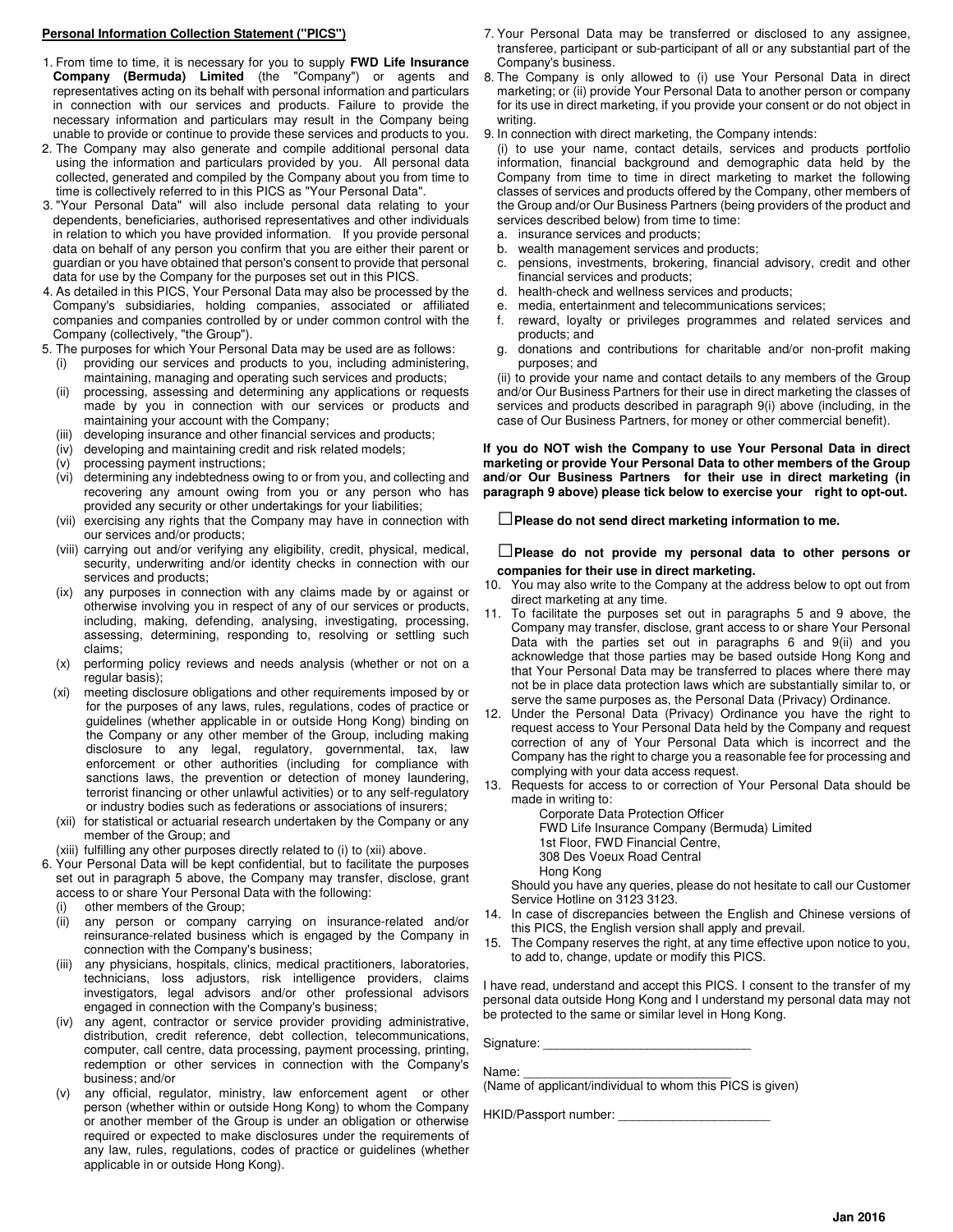**Personal Information Collection Statement ("PICS")**

1. From time to time, it is necessary for you to supply **FWD Life Insurance Company (Bermuda) Limited** (the "Company") or agents and representatives acting on its behalf with personal information and particulars in connection with our services and products. Failure to provide the necessary information and particulars may result in the Company being unable to provide or continue to provide these services and products to you.
2. The Company may also generate and compile additional personal data using the information and particulars provided by you. All personal data collected, generated and compiled by the Company about you from time to time is collectively referred to in this PICS as "Your Personal Data".
3. "Your Personal Data" will also include personal data relating to your dependents, beneficiaries, authorised representatives and other individuals in relation to which you have provided information. If you provide personal data on behalf of any person you confirm that you are either their parent or guardian or you have obtained that person's consent to provide that personal data for use by the Company for the purposes set out in this PICS.
4. As detailed in this PICS, Your Personal Data may also be processed by the Company's subsidiaries, holding companies, associated or affiliated companies and companies controlled by or under common control with the Company (collectively, "the Group").
5. The purposes for which Your Personal Data may be used are as follows:
   (i) providing our services and products to you, including administering, maintaining, managing and operating such services and products;
   (ii) processing, assessing and determining any applications or requests made by you in connection with our services or products and maintaining your account with the Company;
   (iii) developing insurance and other financial services and products;
   (iv) developing and maintaining credit and risk related models;
   (v) processing payment instructions;
   (vi) determining any indebtedness owing to or from you, and collecting and recovering any amount owing from you or any person who has provided any security or other undertakings for your liabilities;
   (vii) exercising any rights that the Company may have in connection with our services and/or products;
   (viii) carrying out and/or verifying any eligibility, credit, physical, medical, security, underwriting and/or identity checks in connection with our services and products;
   (ix) any purposes in connection with any claims made by or against or otherwise involving you in respect of any of our services or products, including, making, defending, analysing, investigating, processing, assessing, determining, responding to, resolving or settling such claims;
   (x) performing policy reviews and needs analysis (whether or not on a regular basis);
   (xi) meeting disclosure obligations and other requirements imposed by or for the purposes of any laws, rules, regulations, codes of practice or guidelines (whether applicable in or outside Hong Kong) binding on the Company or any other member of the Group, including making disclosure to any legal, regulatory, governmental, tax, law enforcement or other authorities (including for compliance with sanctions laws, the prevention or detection of money laundering, terrorist financing or other unlawful activities) or to any self-regulatory or industry bodies such as federations or associations of insurers;
   (xii) for statistical or actuarial research undertaken by the Company or any member of the Group; and
   (xiii) fulfilling any other purposes directly related to (i) to (xii) above.
6. Your Personal Data will be kept confidential, but to facilitate the purposes set out in paragraph 5 above, the Company may transfer, disclose, grant access to or share Your Personal Data with the following:
   (i) other members of the Group;
   (ii) any person or company carrying on insurance-related and/or reinsurance-related business which is engaged by the Company in connection with the Company's business;
   (iii) any physicians, hospitals, clinics, medical practitioners, laboratories, technicians, loss adjustors, risk intelligence providers, claims investigators, legal advisors and/or other professional advisors engaged in connection with the Company's business;
   (iv) any agent, contractor or service provider providing administrative, distribution, credit reference, debt collection, telecommunications, computer, call centre, data processing, payment processing, printing, redemption or other services in connection with the Company's business; and/or
   (v) any official, regulator, ministry, law enforcement agent or other person (whether within or outside Hong Kong) to whom the Company or another member of the Group is under an obligation or otherwise required or expected to make disclosures under the requirements of any law, rules, regulations, codes of practice or guidelines (whether applicable in or outside Hong Kong).
7. Your Personal Data may be transferred or disclosed to any assignee, transferee, participant or sub-participant of all or any substantial part of the Company's business.
8. The Company is only allowed to (i) use Your Personal Data in direct marketing; or (ii) provide Your Personal Data to another person or company for its use in direct marketing, if you provide your consent or do not object in writing.
9. In connection with direct marketing, the Company intends:
   (i) to use your name, contact details, services and products portfolio information, financial background and demographic data held by the Company from time to time in direct marketing to market the following classes of services and products offered by the Company, other members of the Group and/or Our Business Partners (being providers of the product and services described below) from time to time:
   a. insurance services and products;
   b. wealth management services and products;
   c. pensions, investments, brokering, financial advisory, credit and other financial services and products;
   d. health-check and wellness services and products;
   e. media, entertainment and telecommunications services;
   f. reward, loyalty or privileges programmes and related services and products; and
   g. donations and contributions for charitable and/or non-profit making purposes; and

   (ii) to provide your name and contact details to any members of the Group and/or Our Business Partners for their use in direct marketing the classes of services and products described in paragraph 9(i) above (including, in the case of Our Business Partners, for money or other commercial benefit).

**If you do NOT wish the Company to use Your Personal Data in direct marketing or provide Your Personal Data to other members of the Group and/or Our Business Partners for their use in direct marketing (in paragraph 9 above) please tick below to exercise your right to opt-out.**

☐ **Please do not send direct marketing information to me.**

☐ **Please do not provide my personal data to other persons or companies for their use in direct marketing.**

10. You may also write to the Company at the address below to opt out from direct marketing at any time.
11. To facilitate the purposes set out in paragraphs 5 and 9 above, the Company may transfer, disclose, grant access to or share Your Personal Data with the parties set out in paragraphs 6 and 9(ii) and you acknowledge that those parties may be based outside Hong Kong and that Your Personal Data may be transferred to places where there may not be in place data protection laws which are substantially similar to, or serve the same purposes as, the Personal Data (Privacy) Ordinance.
12. Under the Personal Data (Privacy) Ordinance you have the right to request access to Your Personal Data held by the Company and request correction of any of Your Personal Data which is incorrect and the Company has the right to charge you a reasonable fee for processing and complying with your data access request.
13. Requests for access to or correction of Your Personal Data should be made in writing to:

    Corporate Data Protection Officer
    FWD Life Insurance Company (Bermuda) Limited
    1st Floor, FWD Financial Centre,
    308 Des Voeux Road Central
    Hong Kong

    Should you have any queries, please do not hesitate to call our Customer Service Hotline on 3123 3123.
14. In case of discrepancies between the English and Chinese versions of this PICS, the English version shall apply and prevail.
15. The Company reserves the right, at any time effective upon notice to you, to add to, change, update or modify this PICS.

I have read, understand and accept this PICS. I consent to the transfer of my personal data outside Hong Kong and I understand my personal data may not be protected to the same or similar level in Hong Kong.

Signature: ______________________________

Name: ______________________________
(Name of applicant/individual to whom this PICS is given)

HKID/Passport number: _____________________

Jan 2016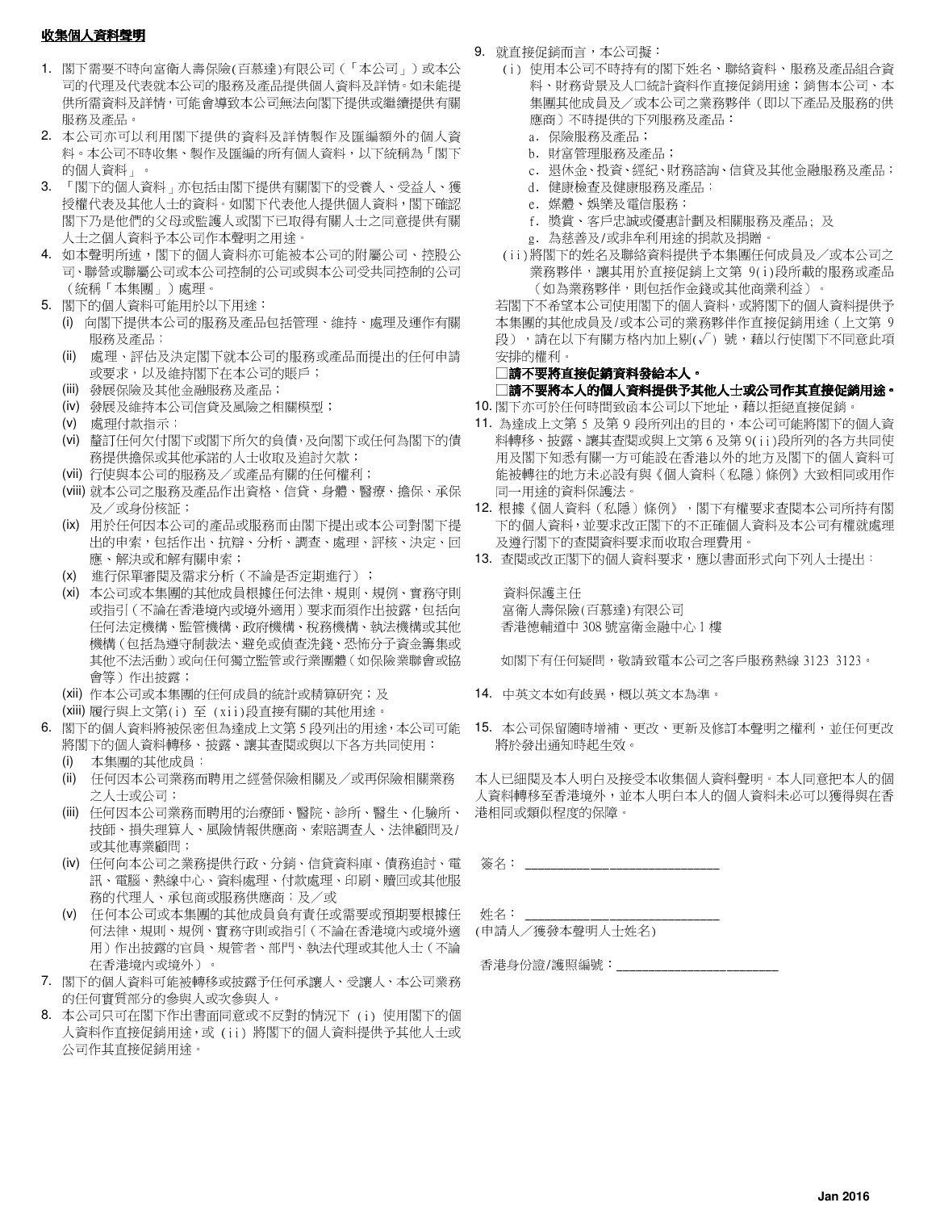**收集個人資料聲明**

1. 閣下需要不時向富衛人壽保險(百慕達)有限公司（「本公司」）或本公司的代理及代表就本公司的服務及產品提供個人資料及詳情。如未能提供所需資料及詳情，可能會導致本公司無法向閣下提供或繼續提供有關服務及產品。
2. 本公司亦可以利用閣下提供的資料及詳情製作及匯編額外的個人資料。本公司不時收集、製作及匯編的所有個人資料，以下統稱為「閣下的個人資料」。
3. 「閣下的個人資料」亦包括由閣下提供有關閣下的受養人、受益人、獲授權代表及其他人士的資料。如閣下代表他人提供個人資料，閣下確認閣下乃是他們的父母或監護人或閣下已取得有關人士之同意提供有關人士之個人資料予本公司作本聲明之用途。
4. 如本聲明所述，閣下的個人資料亦可能被本公司的附屬公司、控股公司、聯營或聯屬公司或本公司控制的公司或與本公司受共同控制的公司（統稱「本集團」）處理。
5. 閣下的個人資料可能用於以下用途：
   (i) 向閣下提供本公司的服務及產品包括管理、維持、處理及運作有關服務及產品；
   (ii) 處理、評估及決定閣下就本公司的服務或產品而提出的任何申請或要求，以及維持閣下在本公司的賬戶；
   (iii) 發展保險及其他金融服務及產品；
   (iv) 發展及維持本公司信貸及風險之相關模型；
   (v) 處理付款指示；
   (vi) 釐訂任何欠付閣下或閣下所欠的負債，及向閣下或任何為閣下的債務提供擔保或其他承諾的人士收取及追討欠款；
   (vii) 行使與本公司的服務及／或產品有關的任何權利；
   (viii) 就本公司之服務及產品作出資格、信貸、身體、醫療、擔保、承保及／或身份核証；
   (ix) 用於任何因本公司的產品或服務而由閣下提出或本公司對閣下提出的申索，包括作出、抗辯、分析、調查、處理、評核、決定、回應、解決或和解有關申索；
   (x) 進行保單審閱及需求分析（不論是否定期進行）；
   (xi) 本公司或本集團的其他成員根據任何法律、規則、規例、實務守則或指引（不論在香港境內或境外適用）要求而須作出披露，包括向任何法定機構、監管機構、政府機構、稅務機構、執法機構或其他機構（包括為遵守制裁法、避免或偵查洗錢、恐怖分子資金籌集或其他不法活動）或向任何獨立監管或行業團體（如保險業聯會或協會等）作出披露；
   (xii) 作本公司或本集團的任何成員的統計或精算研究；及
   (xiii) 履行與上文第(i) 至 (xii)段直接有關的其他用途。
6. 閣下的個人資料將被保密但為達成上文第 5 段列出的用途，本公司可能將閣下的個人資料轉移、披露、讓其查閱或與以下各方共同使用：
   (i) 本集團的其他成員；
   (ii) 任何因本公司業務而聘用之經營保險相關及／或再保險相關業務之人士或公司；
   (iii) 任何因本公司業務而聘用的治療師、醫院、診所、醫生、化驗所、技師、損失理算人、風險情報供應商、索賠調查人、法律顧問及/或其他專業顧問；
   (iv) 任何向本公司之業務提供行政、分銷、信貸資料庫、債務追討、電訊、電腦、熱線中心、資料處理、付款處理、印刷、贖回或其他服務的代理人、承包商或服務供應商；及／或
   (v) 任何本公司或本集團的其他成員負有責任或需要或預期要根據任何法律、規則、規例、實務守則或指引（不論在香港境內或境外適用）作出披露的官員、規管者、部門、執法代理或其他人士（不論在香港境內或境外）。
7. 閣下的個人資料可能被轉移或披露予任何承讓人、受讓人、本公司業務的任何實質部分的參與人或次參與人。
8. 本公司只可在閣下作出書面同意或不反對的情況下（i）使用閣下的個人資料作直接促銷用途，或（ii）將閣下的個人資料提供予其他人士或公司作其直接促銷用途。
9. 就直接促銷而言，本公司擬：
   (i) 使用本公司不時持有的閣下姓名、聯絡資料、服務及產品組合資料、財務背景及人口統計資料作直接促銷用途；銷售本公司、本集團其他成員及／或本公司之業務夥伴（即以下產品及服務的供應商）不時提供的下列服務及產品：
      a．保險服務及產品；
      b．財富管理服務及產品；
      c．退休金、投資、經紀、財務諮詢、信貸及其他金融服務及產品；
      d．健康檢查及健康服務及產品；
      e．媒體、娛樂及電信服務；
      f．獎賞、客戶忠誠或優惠計劃及相關服務及產品；及
      g．為慈善及/或非牟利用途的捐款及捐贈。
   (ii) 將閣下的姓名及聯絡資料提供予本集團任何成員及／或本公司之業務夥伴，讓其用於直接促銷上文第 9(i)段所載的服務或產品（如為業務夥伴，則包括作金錢或其他商業利益）。

   若閣下不希望本公司使用閣下的個人資料，或將閣下的個人資料提供予本集團的其他成員及/或本公司的業務夥伴作直接促銷用途（上文第 9 段），請在以下有關方格內加上剔(√) 號，藉以行使閣下不同意此項安排的權利。

   ☐**請不要將直接促銷資料發給本人。**
   ☐**請不要將本人的個人資料提供予其他人士或公司作其直接促銷用途。**
10. 閣下亦可於任何時間致函本公司以下地址，藉以拒絕直接促銷。
11. 為達成上文第 5 及第 9 段所列出的目的，本公司可能將閣下的個人資料轉移、披露、讓其查閱或與上文第 6 及第 9(ii)段所列的各方共同使用及閣下知悉有關一方可能設在香港以外的地方及閣下的個人資料可能被轉往的地方未必設有與《個人資料（私隱）條例》大致相同或用作同一用途的資料保護法。
12. 根據《個人資料（私隱）條例》，閣下有權要求查閱本公司所持有閣下的個人資料，並要求改正閣下的不正確個人資料及本公司有權就處理及遵行閣下的查閱資料要求而收取合理費用。
13. 查閱或改正閣下的個人資料要求，應以書面形式向下列人士提出：

    資料保護主任
    富衛人壽保險(百慕達)有限公司
    香港德輔道中 308 號富衛金融中心 1 樓

    如閣下有任何疑問，敬請致電本公司之客戶服務熱線 3123 3123。
14. 中英文本如有歧異，概以英文本為準。
15. 本公司保留隨時增補、更改、更新及修訂本聲明之權利，並任何更改將於發出通知時起生效。

本人已細閱及本人明白及接受本收集個人資料聲明。本人同意把本人的個人資料轉移至香港境外，並本人明白本人的個人資料未必可以獲得與在香港相同或類似程度的保障。

簽名：\_\_\_\_\_\_\_\_\_\_\_\_\_\_\_\_\_\_\_\_\_\_\_\_\_\_\_\_

姓名：\_\_\_\_\_\_\_\_\_\_\_\_\_\_\_\_\_\_\_\_\_\_\_\_\_\_\_\_
(申請人／獲發本聲明人士姓名)

香港身份證/護照編號：\_\_\_\_\_\_\_\_\_\_\_\_\_\_\_\_\_\_\_\_\_\_\_\_

Jan 2016